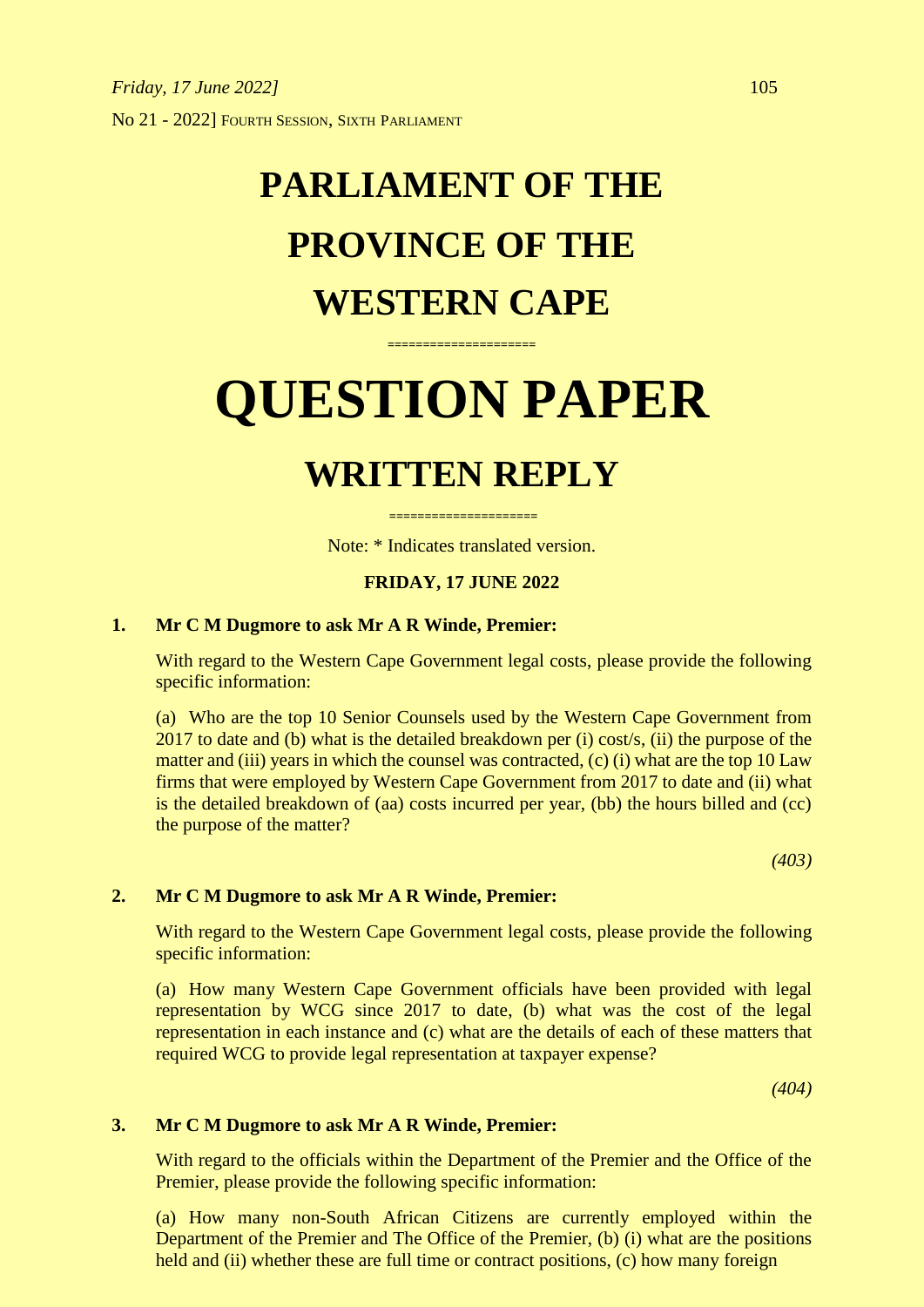No 21 - 2022] FOURTH SESSION, SIXTH PARLIAMENT

# PARLIAMENT OF THE PROVINCE OF THE WESTERN CAPE

====================

# QUESTION PAPER

## WRITTEN REPLY

====================

Note: * Indicates translated version.

**FRIDAY, 17 JUNE 2022**

**1. Mr C M Dugmore to ask Mr A R Winde, Premier:**

With regard to the Western Cape Government legal costs, please provide the following specific information:

(a) Who are the top 10 Senior Counsels used by the Western Cape Government from 2017 to date and (b) what is the detailed breakdown per (i) cost/s, (ii) the purpose of the matter and (iii) years in which the counsel was contracted, (c) (i) what are the top 10 Law firms that were employed by Western Cape Government from 2017 to date and (ii) what is the detailed breakdown of (aa) costs incurred per year, (bb) the hours billed and (cc) the purpose of the matter?

*(403)*

**2. Mr C M Dugmore to ask Mr A R Winde, Premier:**

With regard to the Western Cape Government legal costs, please provide the following specific information:

(a) How many Western Cape Government officials have been provided with legal representation by WCG since 2017 to date, (b) what was the cost of the legal representation in each instance and (c) what are the details of each of these matters that required WCG to provide legal representation at taxpayer expense?

*(404)*

**3. Mr C M Dugmore to ask Mr A R Winde, Premier:**

With regard to the officials within the Department of the Premier and the Office of the Premier, please provide the following specific information:

(a) How many non-South African Citizens are currently employed within the Department of the Premier and The Office of the Premier, (b) (i) what are the positions held and (ii) whether these are full time or contract positions, (c) how many foreign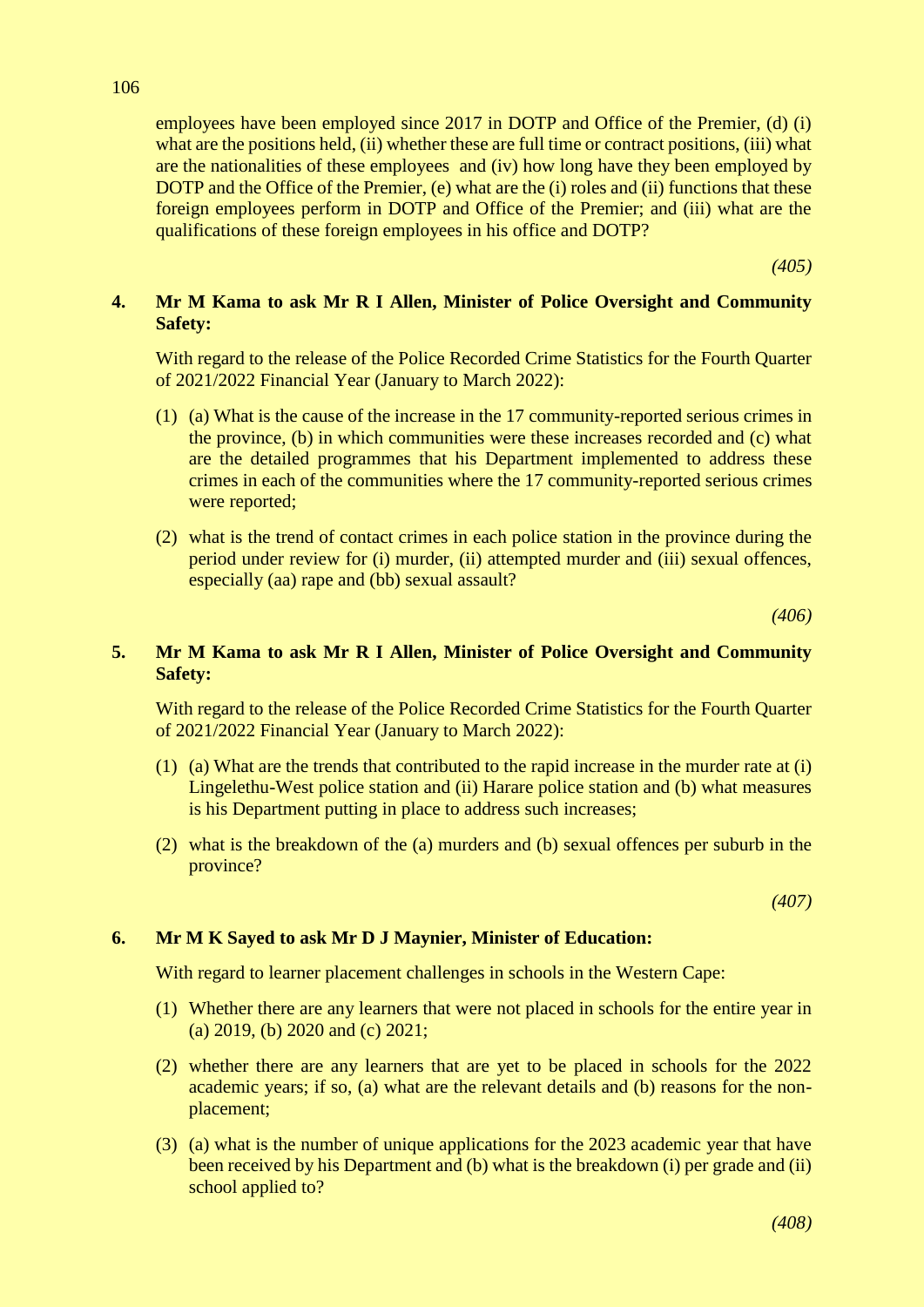employees have been employed since 2017 in DOTP and Office of the Premier, (d) (i) what are the positions held, (ii) whether these are full time or contract positions, (iii) what are the nationalities of these employees and (iv) how long have they been employed by DOTP and the Office of the Premier, (e) what are the (i) roles and (ii) functions that these foreign employees perform in DOTP and Office of the Premier; and (iii) what are the qualifications of these foreign employees in his office and DOTP?

*(405)*

**4. Mr M Kama to ask Mr R I Allen, Minister of Police Oversight and Community Safety:**

With regard to the release of the Police Recorded Crime Statistics for the Fourth Quarter of 2021/2022 Financial Year (January to March 2022):

(1) (a) What is the cause of the increase in the 17 community-reported serious crimes in the province, (b) in which communities were these increases recorded and (c) what are the detailed programmes that his Department implemented to address these crimes in each of the communities where the 17 community-reported serious crimes were reported;

(2) what is the trend of contact crimes in each police station in the province during the period under review for (i) murder, (ii) attempted murder and (iii) sexual offences, especially (aa) rape and (bb) sexual assault?

*(406)*

**5. Mr M Kama to ask Mr R I Allen, Minister of Police Oversight and Community Safety:**

With regard to the release of the Police Recorded Crime Statistics for the Fourth Quarter of 2021/2022 Financial Year (January to March 2022):

(1) (a) What are the trends that contributed to the rapid increase in the murder rate at (i) Lingelethu-West police station and (ii) Harare police station and (b) what measures is his Department putting in place to address such increases;

(2) what is the breakdown of the (a) murders and (b) sexual offences per suburb in the province?

*(407)*

**6. Mr M K Sayed to ask Mr D J Maynier, Minister of Education:**

With regard to learner placement challenges in schools in the Western Cape:

(1) Whether there are any learners that were not placed in schools for the entire year in (a) 2019, (b) 2020 and (c) 2021;

(2) whether there are any learners that are yet to be placed in schools for the 2022 academic years; if so, (a) what are the relevant details and (b) reasons for the non-placement;

(3) (a) what is the number of unique applications for the 2023 academic year that have been received by his Department and (b) what is the breakdown (i) per grade and (ii) school applied to?

*(408)*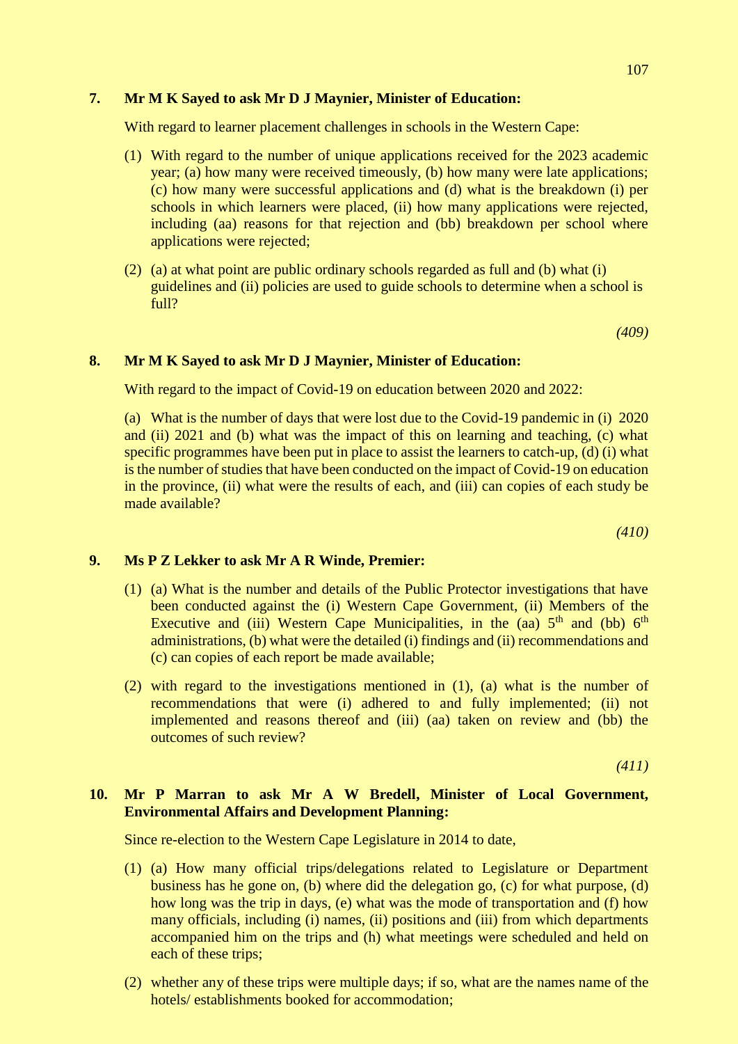**7. Mr M K Sayed to ask Mr D J Maynier, Minister of Education:**

With regard to learner placement challenges in schools in the Western Cape:

(1) With regard to the number of unique applications received for the 2023 academic year; (a) how many were received timeously, (b) how many were late applications; (c) how many were successful applications and (d) what is the breakdown (i) per schools in which learners were placed, (ii) how many applications were rejected, including (aa) reasons for that rejection and (bb) breakdown per school where applications were rejected;

(2) (a) at what point are public ordinary schools regarded as full and (b) what (i) guidelines and (ii) policies are used to guide schools to determine when a school is full?

*(409)*

**8. Mr M K Sayed to ask Mr D J Maynier, Minister of Education:**

With regard to the impact of Covid-19 on education between 2020 and 2022:

(a) What is the number of days that were lost due to the Covid-19 pandemic in (i) 2020 and (ii) 2021 and (b) what was the impact of this on learning and teaching, (c) what specific programmes have been put in place to assist the learners to catch-up, (d) (i) what is the number of studies that have been conducted on the impact of Covid-19 on education in the province, (ii) what were the results of each, and (iii) can copies of each study be made available?

*(410)*

**9. Ms P Z Lekker to ask Mr A R Winde, Premier:**

(1) (a) What is the number and details of the Public Protector investigations that have been conducted against the (i) Western Cape Government, (ii) Members of the Executive and (iii) Western Cape Municipalities, in the (aa) 5th and (bb) 6th administrations, (b) what were the detailed (i) findings and (ii) recommendations and (c) can copies of each report be made available;

(2) with regard to the investigations mentioned in (1), (a) what is the number of recommendations that were (i) adhered to and fully implemented; (ii) not implemented and reasons thereof and (iii) (aa) taken on review and (bb) the outcomes of such review?

*(411)*

**10. Mr P Marran to ask Mr A W Bredell, Minister of Local Government, Environmental Affairs and Development Planning:**

Since re-election to the Western Cape Legislature in 2014 to date,

(1) (a) How many official trips/delegations related to Legislature or Department business has he gone on, (b) where did the delegation go, (c) for what purpose, (d) how long was the trip in days, (e) what was the mode of transportation and (f) how many officials, including (i) names, (ii) positions and (iii) from which departments accompanied him on the trips and (h) what meetings were scheduled and held on each of these trips;

(2) whether any of these trips were multiple days; if so, what are the names name of the hotels/ establishments booked for accommodation;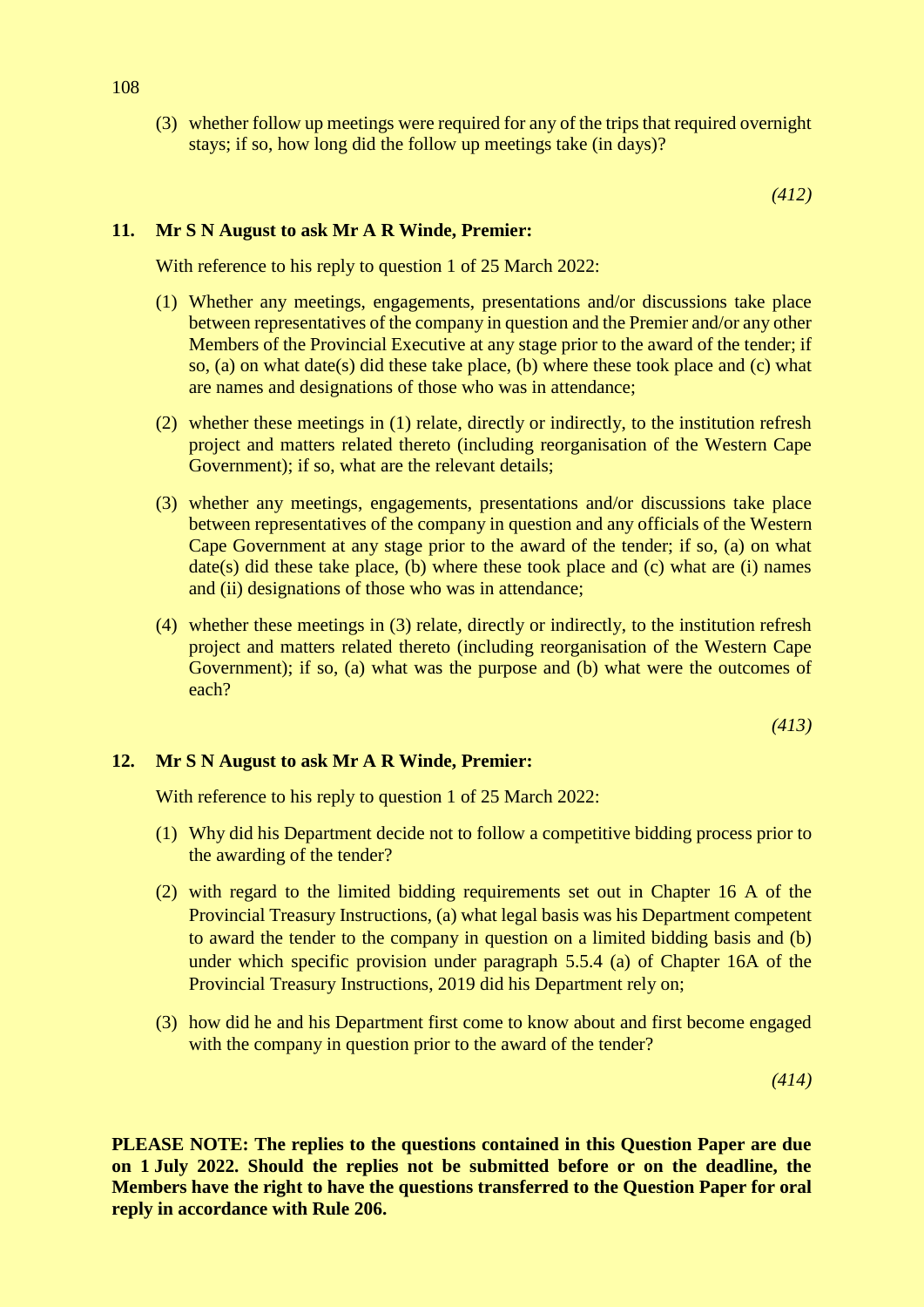(3) whether follow up meetings were required for any of the trips that required overnight stays; if so, how long did the follow up meetings take (in days)?

*(412)*

**11. Mr S N August to ask Mr A R Winde, Premier:**

With reference to his reply to question 1 of 25 March 2022:

(1) Whether any meetings, engagements, presentations and/or discussions take place between representatives of the company in question and the Premier and/or any other Members of the Provincial Executive at any stage prior to the award of the tender; if so, (a) on what date(s) did these take place, (b) where these took place and (c) what are names and designations of those who was in attendance;

(2) whether these meetings in (1) relate, directly or indirectly, to the institution refresh project and matters related thereto (including reorganisation of the Western Cape Government); if so, what are the relevant details;

(3) whether any meetings, engagements, presentations and/or discussions take place between representatives of the company in question and any officials of the Western Cape Government at any stage prior to the award of the tender; if so, (a) on what date(s) did these take place, (b) where these took place and (c) what are (i) names and (ii) designations of those who was in attendance;

(4) whether these meetings in (3) relate, directly or indirectly, to the institution refresh project and matters related thereto (including reorganisation of the Western Cape Government); if so, (a) what was the purpose and (b) what were the outcomes of each?

*(413)*

**12. Mr S N August to ask Mr A R Winde, Premier:**

With reference to his reply to question 1 of 25 March 2022:

(1) Why did his Department decide not to follow a competitive bidding process prior to the awarding of the tender?

(2) with regard to the limited bidding requirements set out in Chapter 16 A of the Provincial Treasury Instructions, (a) what legal basis was his Department competent to award the tender to the company in question on a limited bidding basis and (b) under which specific provision under paragraph 5.5.4 (a) of Chapter 16A of the Provincial Treasury Instructions, 2019 did his Department rely on;

(3) how did he and his Department first come to know about and first become engaged with the company in question prior to the award of the tender?

*(414)*

**PLEASE NOTE: The replies to the questions contained in this Question Paper are due on 1 July 2022. Should the replies not be submitted before or on the deadline, the Members have the right to have the questions transferred to the Question Paper for oral reply in accordance with Rule 206.**